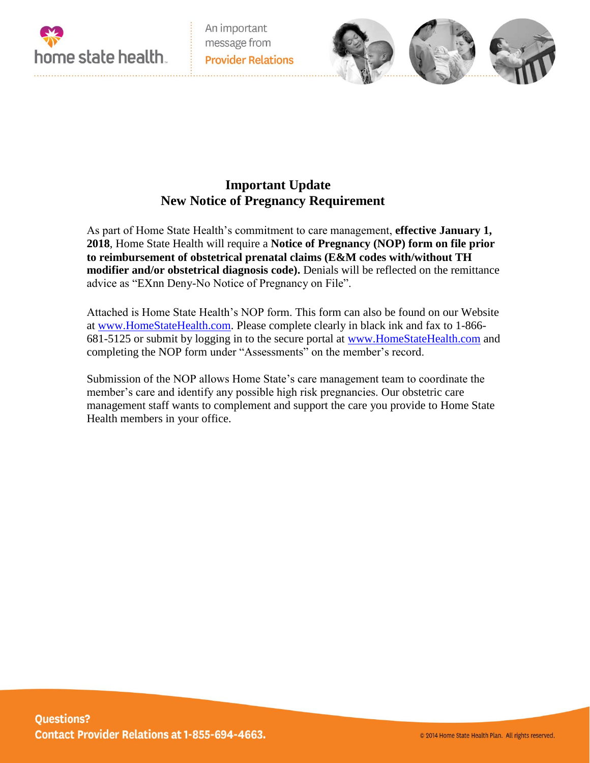home state health

An important message from **Provider Relations**

# Important Update
# New Notice of Pregnancy Requirement

As part of Home State Health's commitment to care management, **effective January 1, 2018**, Home State Health will require a **Notice of Pregnancy (NOP) form on file prior to reimbursement of obstetrical prenatal claims (E&M codes with/without TH modifier and/or obstetrical diagnosis code).** Denials will be reflected on the remittance advice as "EXnn Deny-No Notice of Pregnancy on File".

Attached is Home State Health's NOP form. This form can also be found on our Website at www.HomeStateHealth.com. Please complete clearly in black ink and fax to 1-866-681-5125 or submit by logging in to the secure portal at www.HomeStateHealth.com and completing the NOP form under "Assessments" on the member's record.

Submission of the NOP allows Home State's care management team to coordinate the member's care and identify any possible high risk pregnancies. Our obstetric care management staff wants to complement and support the care you provide to Home State Health members in your office.

**Questions?**
**Contact Provider Relations at 1-855-694-4663.**

© 2014 Home State Health Plan. All rights reserved.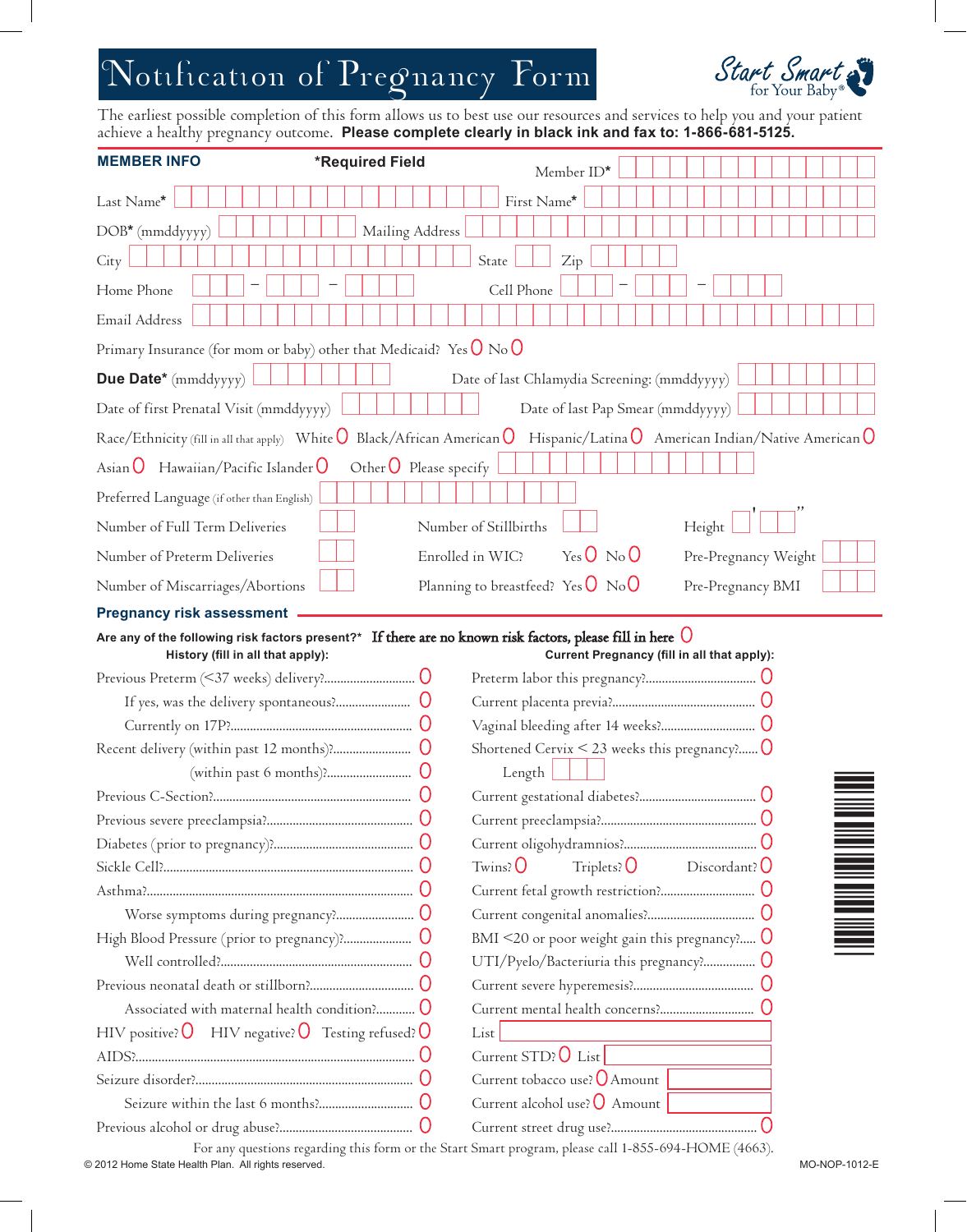# Notification of Pregnancy Form

Start Smart for Your Baby®

The earliest possible completion of this form allows us to best use our resources and services to help you and your patient achieve a healthy pregnancy outcome. **Please complete clearly in black ink and fax to: 1-866-681-5125.**

## MEMBER INFO

**\*Required Field**

Member ID\*

Last Name\* First Name\*

DOB\* (mmddyyyy) Mailing Address

City State Zip

Home Phone – – Cell Phone – –

Email Address

Primary Insurance (for mom or baby) other that Medicaid? Yes O No O

**Due Date\*** (mmddyyyy) Date of last Chlamydia Screening: (mmddyyyy)

Date of first Prenatal Visit (mmddyyyy) Date of last Pap Smear (mmddyyyy)

Race/Ethnicity (fill in all that apply) White O Black/African American O Hispanic/Latina O American Indian/Native American O Asian O Hawaiian/Pacific Islander O Other O Please specify

Preferred Language (if other than English)

Number of Full Term Deliveries Number of Stillbirths Height ' "

Number of Preterm Deliveries Enrolled in WIC? Yes O No O Pre-Pregnancy Weight

Number of Miscarriages/Abortions Planning to breastfeed? Yes O No O Pre-Pregnancy BMI

## Pregnancy risk assessment

**Are any of the following risk factors present?\*** If there are no known risk factors, please fill in here O

**History (fill in all that apply):**

- Previous Preterm (<37 weeks) delivery? O
  - If yes, was the delivery spontaneous? O
  - Currently on 17P? O
- Recent delivery (within past 12 months)? O
  - (within past 6 months)? O
- Previous C-Section? O
- Previous severe preeclampsia? O
- Diabetes (prior to pregnancy)? O
- Sickle Cell? O
- Asthma? O
  - Worse symptoms during pregnancy? O
- High Blood Pressure (prior to pregnancy)? O
  - Well controlled? O
- Previous neonatal death or stillborn? O
  - Associated with maternal health condition? O
- HIV positive? O HIV negative? O Testing refused? O
- AIDS? O
- Seizure disorder? O
  - Seizure within the last 6 months? O
- Previous alcohol or drug abuse? O

**Current Pregnancy (fill in all that apply):**

- Preterm labor this pregnancy? O
- Current placenta previa? O
- Vaginal bleeding after 14 weeks? O
- Shortened Cervix < 23 weeks this pregnancy? O
  - Length
- Current gestational diabetes? O
- Current preeclampsia? O
- Current oligohydramnios? O
- Twins? O Triplets? O Discordant? O
- Current fetal growth restriction? O
- Current congenital anomalies? O
- BMI <20 or poor weight gain this pregnancy? O
- UTI/Pyelo/Bacteriuria this pregnancy? O
- Current severe hyperemesis? O
- Current mental health concerns? O
  - List
- Current STD? O List
- Current tobacco use? O Amount
- Current alcohol use? O Amount
- Current street drug use? O

For any questions regarding this form or the Start Smart program, please call 1-855-694-HOME (4663).

© 2012 Home State Health Plan. All rights reserved. MO-NOP-1012-E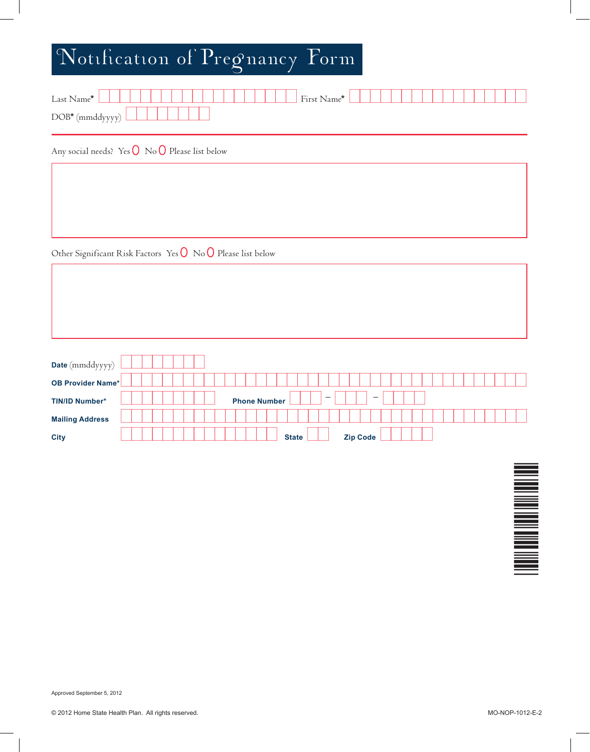# Notification of Pregnancy Form

Last Name* First Name*

DOB* (mmddyyyy)

Any social needs? Yes ○ No ○ Please list below

Other Significant Risk Factors Yes ○ No ○ Please list below

**Date** (mmddyyyy)

**OB Provider Name***

**TIN/ID Number*** **Phone Number** – –

**Mailing Address**

**City** **State** **Zip Code**

Approved September 5, 2012

© 2012 Home State Health Plan. All rights reserved.

MO-NOP-1012-E-2